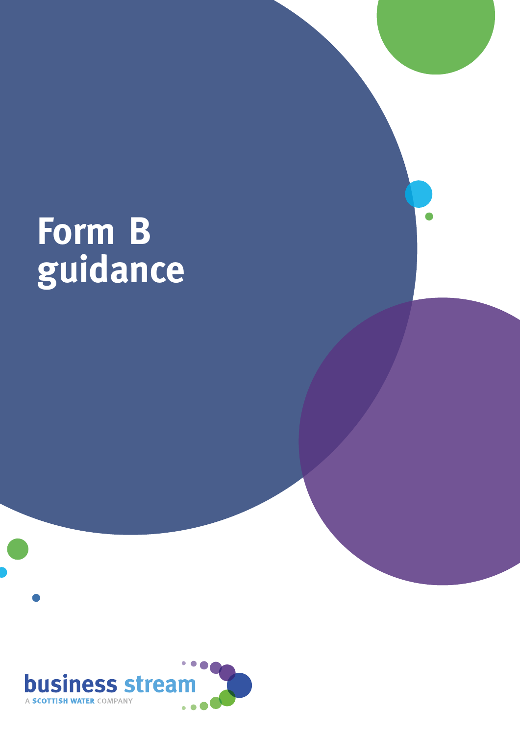# Form B guidance

business stream

A SCOTTISH WATER COMPANY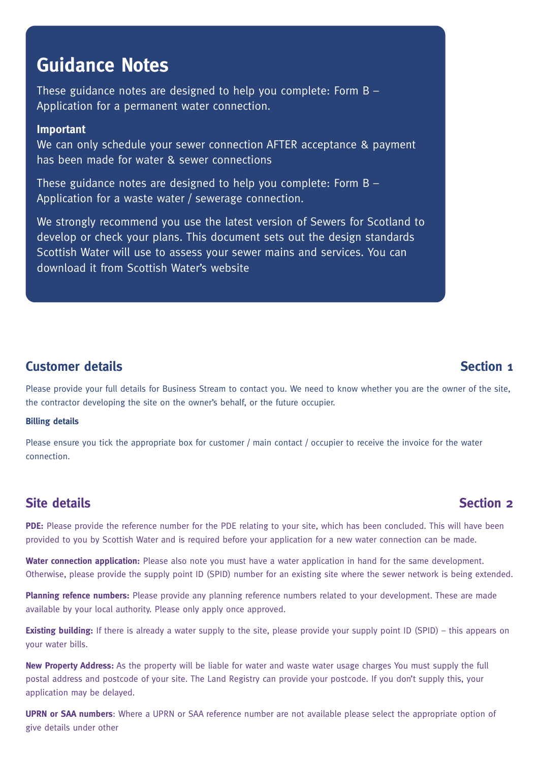# Guidance Notes

These guidance notes are designed to help you complete: Form B – Application for a permanent water connection.

**Important**
We can only schedule your sewer connection AFTER acceptance & payment has been made for water & sewer connections

These guidance notes are designed to help you complete: Form B – Application for a waste water / sewerage connection.

We strongly recommend you use the latest version of Sewers for Scotland to develop or check your plans. This document sets out the design standards Scottish Water will use to assess your sewer mains and services. You can download it from Scottish Water's website

## Customer details — Section 1

Please provide your full details for Business Stream to contact you. We need to know whether you are the owner of the site, the contractor developing the site on the owner's behalf, or the future occupier.

**Billing details**

Please ensure you tick the appropriate box for customer / main contact / occupier to receive the invoice for the water connection.

## Site details — Section 2

**PDE:** Please provide the reference number for the PDE relating to your site, which has been concluded. This will have been provided to you by Scottish Water and is required before your application for a new water connection can be made.

**Water connection application:** Please also note you must have a water application in hand for the same development. Otherwise, please provide the supply point ID (SPID) number for an existing site where the sewer network is being extended.

**Planning refence numbers:** Please provide any planning reference numbers related to your development. These are made available by your local authority. Please only apply once approved.

**Existing building:** If there is already a water supply to the site, please provide your supply point ID (SPID) – this appears on your water bills.

**New Property Address:** As the property will be liable for water and waste water usage charges You must supply the full postal address and postcode of your site. The Land Registry can provide your postcode. If you don't supply this, your application may be delayed.

**UPRN or SAA numbers**: Where a UPRN or SAA reference number are not available please select the appropriate option of give details under other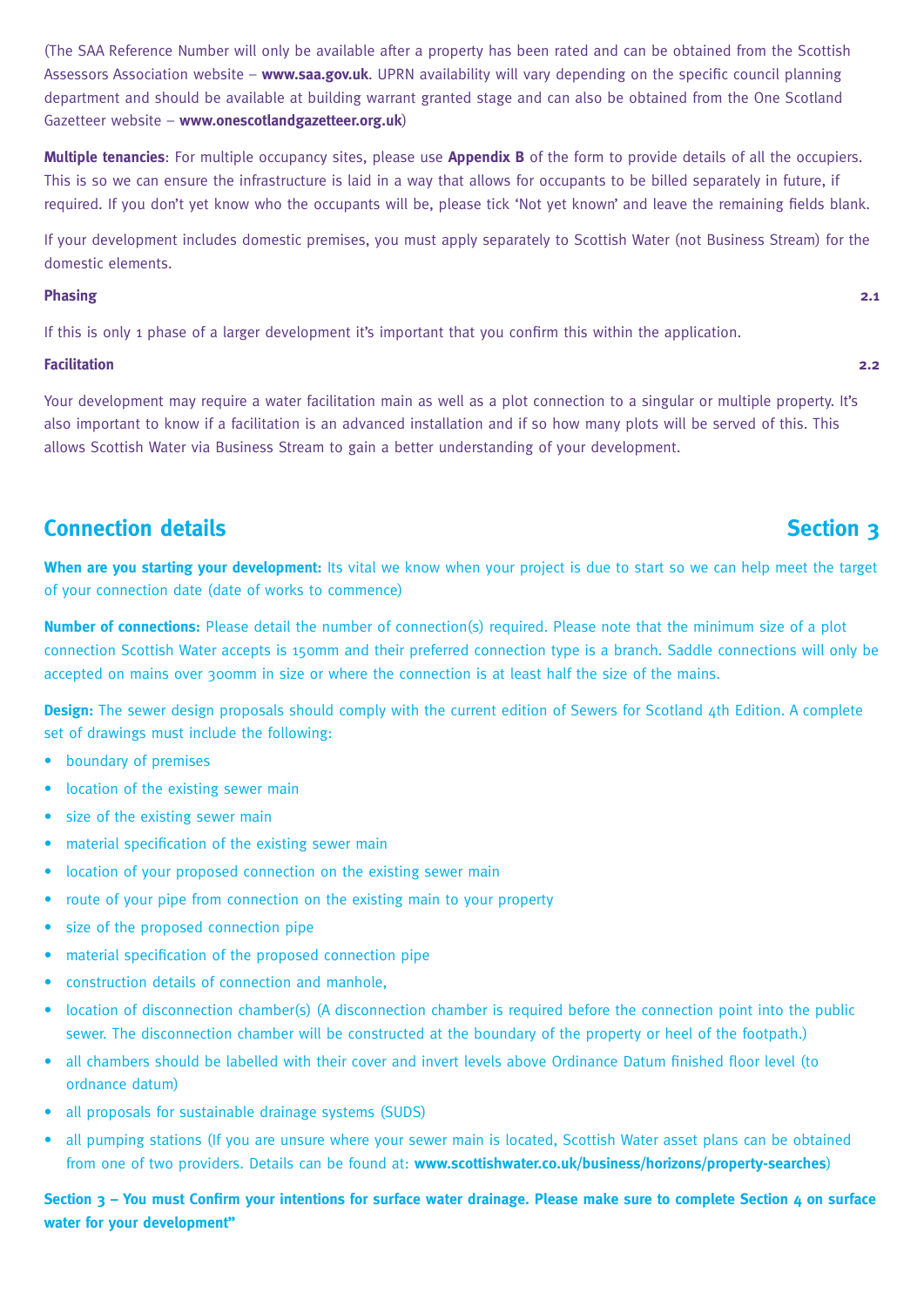(The SAA Reference Number will only be available after a property has been rated and can be obtained from the Scottish Assessors Association website – **www.saa.gov.uk**. UPRN availability will vary depending on the specific council planning department and should be available at building warrant granted stage and can also be obtained from the One Scotland Gazetteer website – **www.onescotlandgazetteer.org.uk**)

**Multiple tenancies**: For multiple occupancy sites, please use **Appendix B** of the form to provide details of all the occupiers. This is so we can ensure the infrastructure is laid in a way that allows for occupants to be billed separately in future, if required. If you don't yet know who the occupants will be, please tick 'Not yet known' and leave the remaining fields blank.

If your development includes domestic premises, you must apply separately to Scottish Water (not Business Stream) for the domestic elements.

**Phasing** **2.1**

If this is only 1 phase of a larger development it's important that you confirm this within the application.

**Facilitation** **2.2**

Your development may require a water facilitation main as well as a plot connection to a singular or multiple property. It's also important to know if a facilitation is an advanced installation and if so how many plots will be served of this. This allows Scottish Water via Business Stream to gain a better understanding of your development.

## Connection details — Section 3

**When are you starting your development:** Its vital we know when your project is due to start so we can help meet the target of your connection date (date of works to commence)

**Number of connections:** Please detail the number of connection(s) required. Please note that the minimum size of a plot connection Scottish Water accepts is 150mm and their preferred connection type is a branch. Saddle connections will only be accepted on mains over 300mm in size or where the connection is at least half the size of the mains.

**Design:** The sewer design proposals should comply with the current edition of Sewers for Scotland 4th Edition. A complete set of drawings must include the following:

- boundary of premises
- location of the existing sewer main
- size of the existing sewer main
- material specification of the existing sewer main
- location of your proposed connection on the existing sewer main
- route of your pipe from connection on the existing main to your property
- size of the proposed connection pipe
- material specification of the proposed connection pipe
- construction details of connection and manhole,
- location of disconnection chamber(s) (A disconnection chamber is required before the connection point into the public sewer. The disconnection chamber will be constructed at the boundary of the property or heel of the footpath.)
- all chambers should be labelled with their cover and invert levels above Ordinance Datum finished floor level (to ordnance datum)
- all proposals for sustainable drainage systems (SUDS)
- all pumping stations (If you are unsure where your sewer main is located, Scottish Water asset plans can be obtained from one of two providers. Details can be found at: **www.scottishwater.co.uk/business/horizons/property-searches**)

**Section 3 – You must Confirm your intentions for surface water drainage. Please make sure to complete Section 4 on surface water for your development"**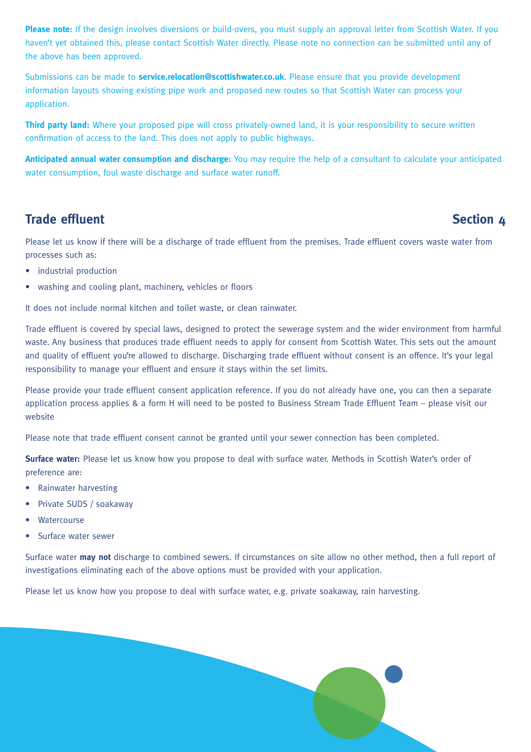**Please note:** If the design involves diversions or build-overs, you must supply an approval letter from Scottish Water. If you haven't yet obtained this, please contact Scottish Water directly. Please note no connection can be submitted until any of the above has been approved.

Submissions can be made to **service.relocation@scottishwater.co.uk**. Please ensure that you provide development information layouts showing existing pipe work and proposed new routes so that Scottish Water can process your application.

**Third party land:** Where your proposed pipe will cross privately-owned land, it is your responsibility to secure written confirmation of access to the land. This does not apply to public highways.

**Anticipated annual water consumption and discharge:** You may require the help of a consultant to calculate your anticipated water consumption, foul waste discharge and surface water runoff.

## Trade effluent — Section 4

Please let us know if there will be a discharge of trade effluent from the premises. Trade effluent covers waste water from processes such as:

- industrial production
- washing and cooling plant, machinery, vehicles or floors

It does not include normal kitchen and toilet waste, or clean rainwater.

Trade effluent is covered by special laws, designed to protect the sewerage system and the wider environment from harmful waste. Any business that produces trade effluent needs to apply for consent from Scottish Water. This sets out the amount and quality of effluent you're allowed to discharge. Discharging trade effluent without consent is an offence. It's your legal responsibility to manage your effluent and ensure it stays within the set limits.

Please provide your trade effluent consent application reference. If you do not already have one, you can then a separate application process applies & a form H will need to be posted to Business Stream Trade Effluent Team – please visit our website

Please note that trade effluent consent cannot be granted until your sewer connection has been completed.

**Surface water:** Please let us know how you propose to deal with surface water. Methods in Scottish Water's order of preference are:

- Rainwater harvesting
- Private SUDS / soakaway
- Watercourse
- Surface water sewer

Surface water **may not** discharge to combined sewers. If circumstances on site allow no other method, then a full report of investigations eliminating each of the above options must be provided with your application.

Please let us know how you propose to deal with surface water, e.g. private soakaway, rain harvesting.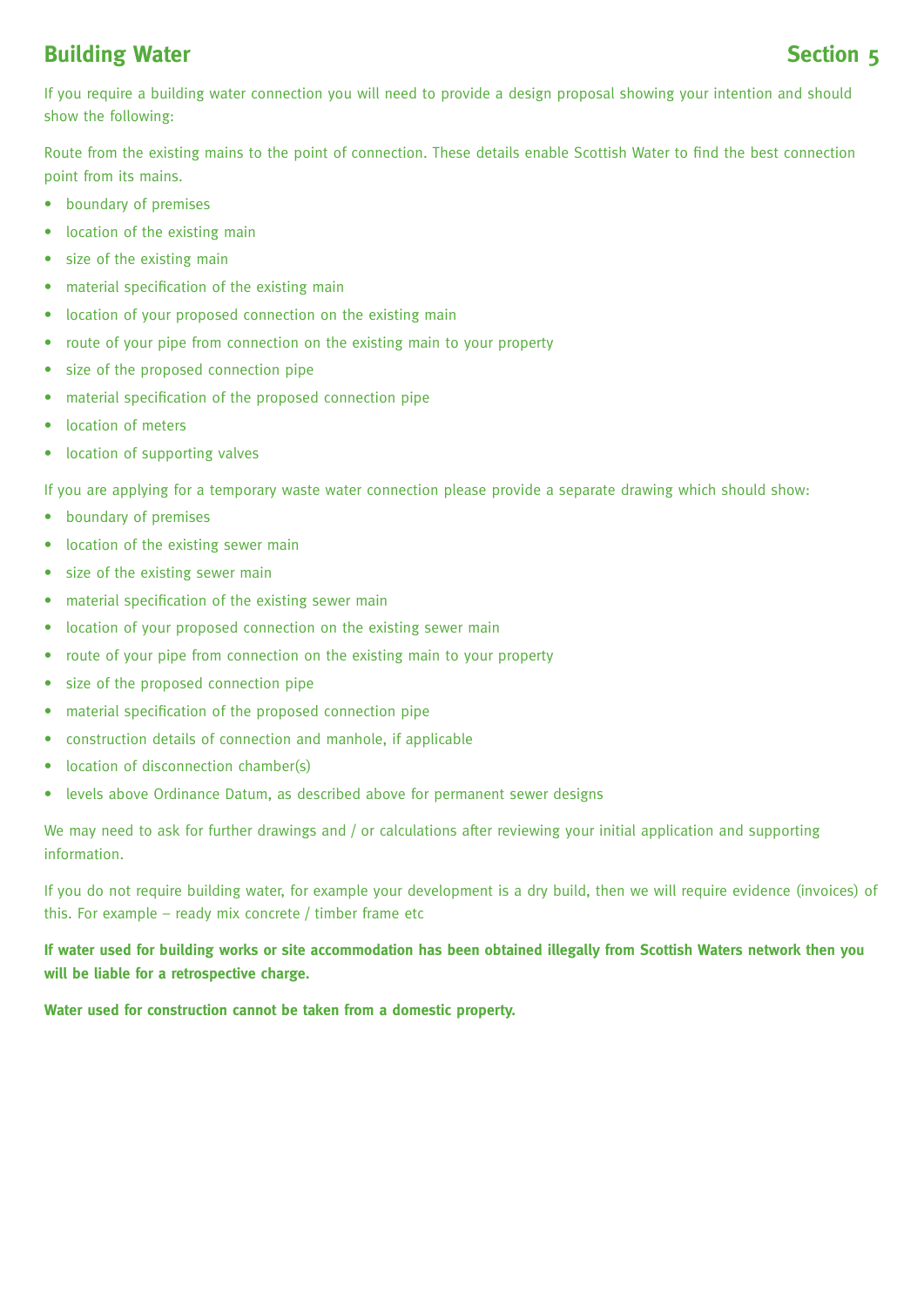## Building Water — Section 5

If you require a building water connection you will need to provide a design proposal showing your intention and should show the following:

Route from the existing mains to the point of connection. These details enable Scottish Water to find the best connection point from its mains.

- boundary of premises
- location of the existing main
- size of the existing main
- material specification of the existing main
- location of your proposed connection on the existing main
- route of your pipe from connection on the existing main to your property
- size of the proposed connection pipe
- material specification of the proposed connection pipe
- location of meters
- location of supporting valves

If you are applying for a temporary waste water connection please provide a separate drawing which should show:

- boundary of premises
- location of the existing sewer main
- size of the existing sewer main
- material specification of the existing sewer main
- location of your proposed connection on the existing sewer main
- route of your pipe from connection on the existing main to your property
- size of the proposed connection pipe
- material specification of the proposed connection pipe
- construction details of connection and manhole, if applicable
- location of disconnection chamber(s)
- levels above Ordinance Datum, as described above for permanent sewer designs

We may need to ask for further drawings and / or calculations after reviewing your initial application and supporting information.

If you do not require building water, for example your development is a dry build, then we will require evidence (invoices) of this. For example – ready mix concrete / timber frame etc

**If water used for building works or site accommodation has been obtained illegally from Scottish Waters network then you will be liable for a retrospective charge.**

**Water used for construction cannot be taken from a domestic property.**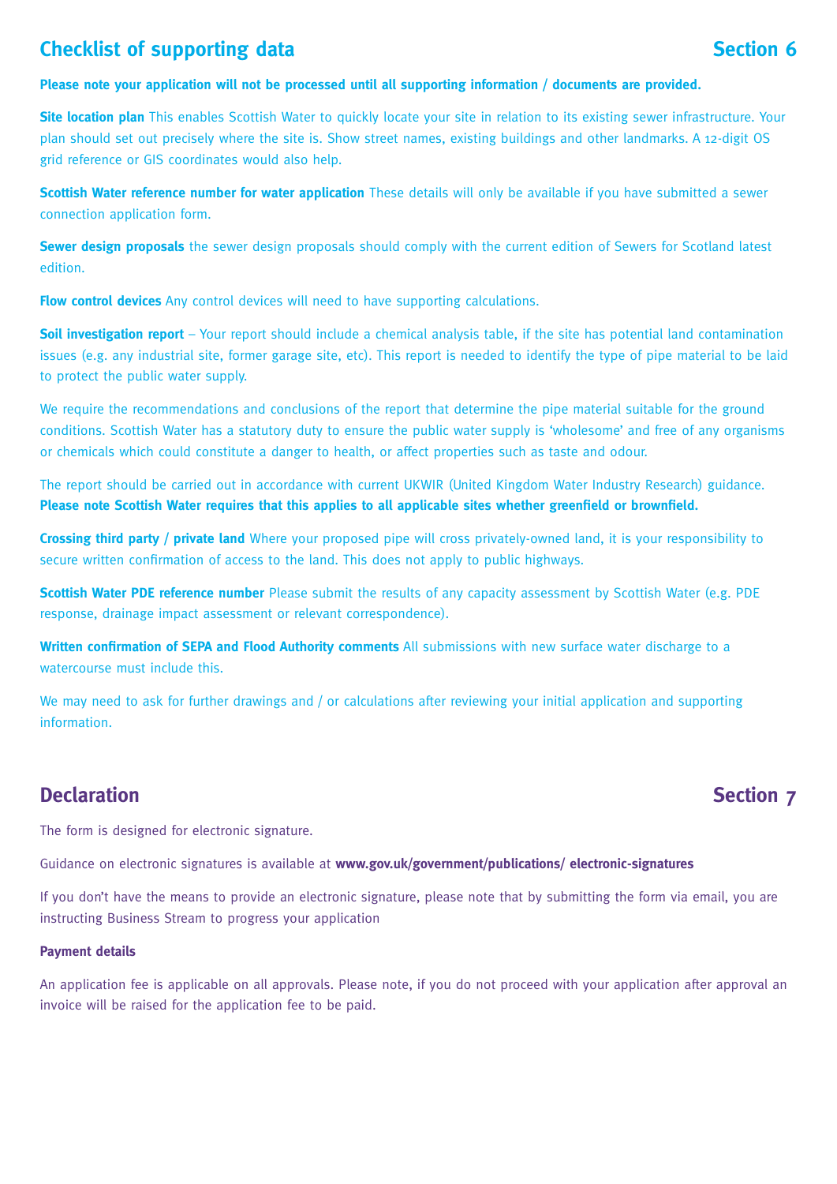## Checklist of supporting data — Section 6

**Please note your application will not be processed until all supporting information / documents are provided.**

**Site location plan** This enables Scottish Water to quickly locate your site in relation to its existing sewer infrastructure. Your plan should set out precisely where the site is. Show street names, existing buildings and other landmarks. A 12-digit OS grid reference or GIS coordinates would also help.

**Scottish Water reference number for water application** These details will only be available if you have submitted a sewer connection application form.

**Sewer design proposals** the sewer design proposals should comply with the current edition of Sewers for Scotland latest edition.

**Flow control devices** Any control devices will need to have supporting calculations.

**Soil investigation report** – Your report should include a chemical analysis table, if the site has potential land contamination issues (e.g. any industrial site, former garage site, etc). This report is needed to identify the type of pipe material to be laid to protect the public water supply.

We require the recommendations and conclusions of the report that determine the pipe material suitable for the ground conditions. Scottish Water has a statutory duty to ensure the public water supply is 'wholesome' and free of any organisms or chemicals which could constitute a danger to health, or affect properties such as taste and odour.

The report should be carried out in accordance with current UKWIR (United Kingdom Water Industry Research) guidance. **Please note Scottish Water requires that this applies to all applicable sites whether greenfield or brownfield.**

**Crossing third party / private land** Where your proposed pipe will cross privately-owned land, it is your responsibility to secure written confirmation of access to the land. This does not apply to public highways.

**Scottish Water PDE reference number** Please submit the results of any capacity assessment by Scottish Water (e.g. PDE response, drainage impact assessment or relevant correspondence).

**Written confirmation of SEPA and Flood Authority comments** All submissions with new surface water discharge to a watercourse must include this.

We may need to ask for further drawings and / or calculations after reviewing your initial application and supporting information.

## Declaration — Section 7

The form is designed for electronic signature.

Guidance on electronic signatures is available at **www.gov.uk/government/publications/ electronic-signatures**

If you don't have the means to provide an electronic signature, please note that by submitting the form via email, you are instructing Business Stream to progress your application

**Payment details**

An application fee is applicable on all approvals. Please note, if you do not proceed with your application after approval an invoice will be raised for the application fee to be paid.